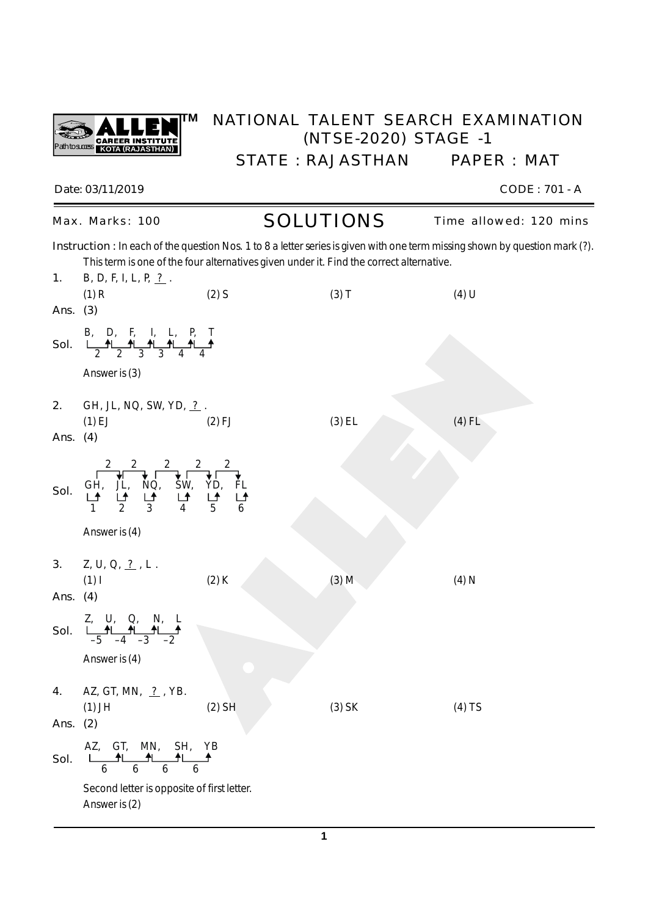# NATIONAL TALENT SEARCH EXAMINATION (NTSE-2020) STAGE -1

## STATE : RAJASTHAN PAPER : MAT

Date: 03/11/2019 CODE : 701 - A

Max. Marks: 100 **SOLUTIONS** Time allowed: 120 mins

**Instruction :** In each of the question Nos. 1 to 8 a letter series is given with one term missing shown by question mark (?). This term is one of the four alternatives given under it. Find the correct alternative.

**1.** B, D, F, I, L, P, ?.

(1) R (2) S (3) T (4) U

**Ans.** (3)

**Sol.** B, D, F, I, L, P, T

Differences: 2, 2, 3, 3, 4, 4

Answer is (3)

**2.** GH, JL, NQ, SW, YD, ?.

(1) EJ (2) FJ (3) EL (4) FL

**Ans.** (4)

**Sol.** GH, JL, NQ, SW, YD, FL

Differences between consecutive terms (top): 2, 2, 2, 2, 2

Differences within terms (bottom): 1, 2, 3, 4, 5, 6

Answer is (4)

**3.** Z, U, Q, ?, L.

(1) I (2) K (3) M (4) N

**Ans.** (4)

**Sol.** Z, U, Q, N, L

Differences: –5, –4, –3, –2

Answer is (4)

**4.** AZ, GT, MN, ?, YB.

(1) JH (2) SH (3) SK (4) TS

**Ans.** (2)

**Sol.** AZ, GT, MN, SH, YB

Differences: 6, 6, 6, 6

Second letter is opposite of first letter.

Answer is (2)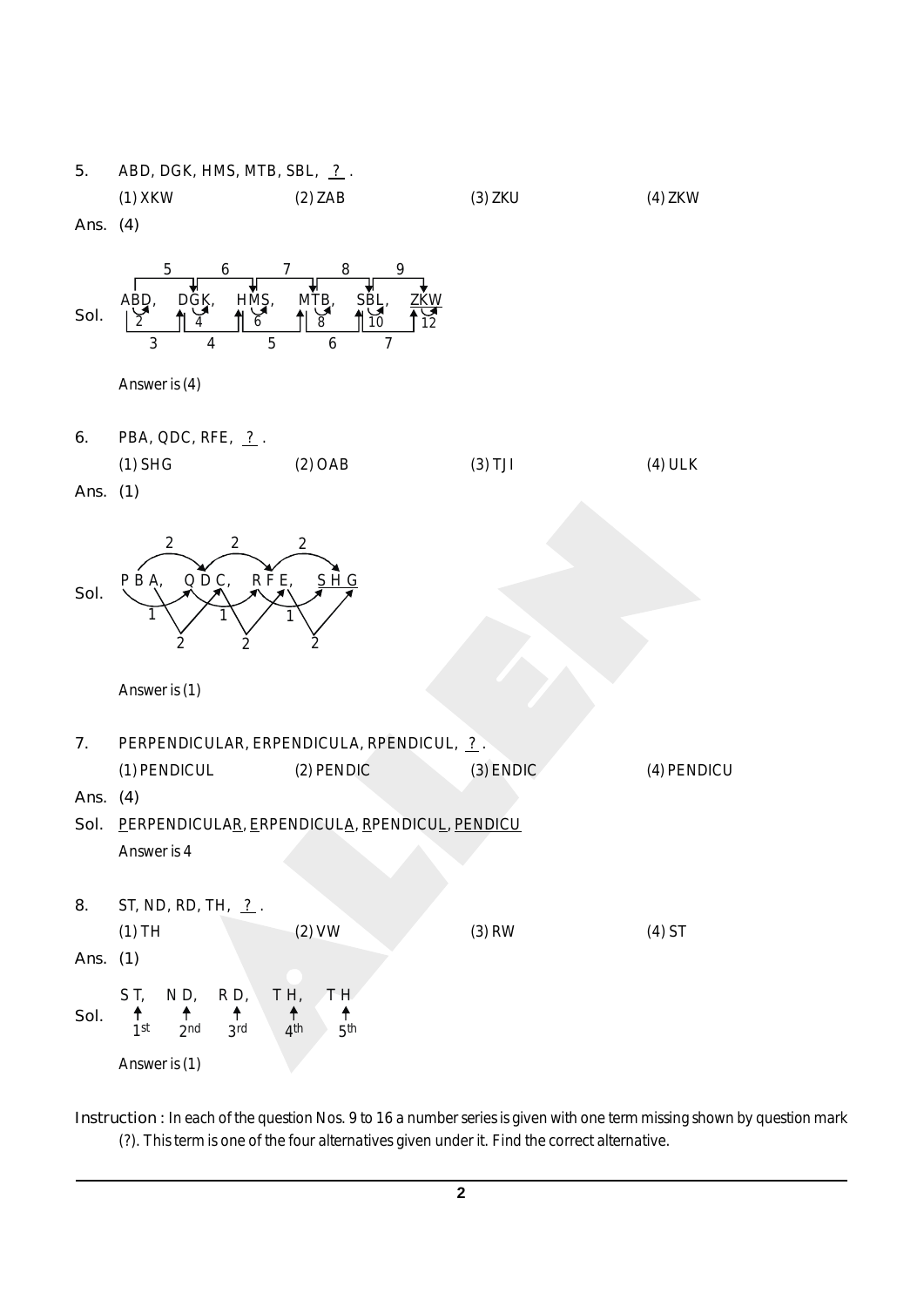5. ABD, DGK, HMS, MTB, SBL, ? .

(1) XKW (2) ZAB (3) ZKU (4) ZKW

Ans. (4)

Sol. ABD, DGK, HMS, MTB, SBL, ZKW

First letters: A → D → H → M → S → Z (differences 3, 4, 5, 6, 7)

First letter to second letter of next term: A → G, D → M, H → T, M → B, S → K (differences 5, 6, 7, 8, 9)

Within each term (second to third letter): 2, 4, 6, 8, 10, 12

Answer is (4)

6. PBA, QDC, RFE, ? .

(1) SHG (2) OAB (3) TJI (4) ULK

Ans. (1)

Sol. P B A, Q D C, R F E, S H G

First letters: +1 each (P → Q → R → S)

Second letters: +2 each (B → D → F → H)

Third letters: +2 each (A → C → E → G)

Answer is (1)

7. PERPENDICULAR, ERPENDICULA, RPENDICUL, ? .

(1) PENDICUL (2) PENDIC (3) ENDIC (4) PENDICU

Ans. (4)

Sol. PERPENDICULAR, ERPENDICULA, RPENDICUL, PENDICU

Answer is 4

8. ST, ND, RD, TH, ? .

(1) TH (2) VW (3) RW (4) ST

Ans. (1)

Sol. ST, ND, RD, TH, TH

1st, 2nd, 3rd, 4th, 5th

Answer is (1)

Instruction : In each of the question Nos. 9 to 16 a number series is given with one term missing shown by question mark (?). This term is one of the four alternatives given under it. Find the correct alternative.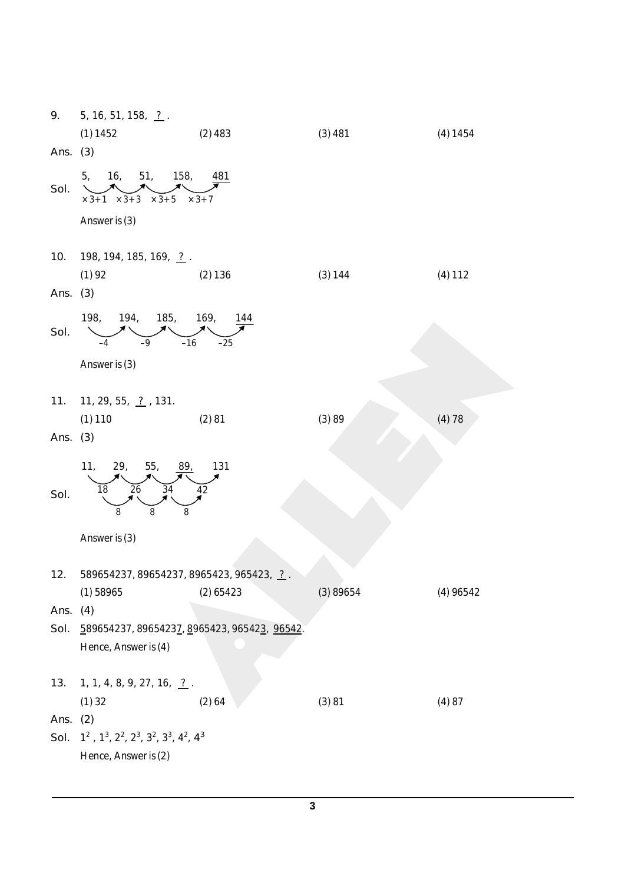9. 5, 16, 51, 158, ___?___ .

(1) 1452 (2) 483 (3) 481 (4) 1454

Ans. (3)

Sol. 5, 16, 51, 158, <u>481</u>

$\times 3+1$, $\times 3+3$, $\times 3+5$, $\times 3+7$

Answer is (3)

10. 198, 194, 185, 169, ___?___ .

(1) 92 (2) 136 (3) 144 (4) 112

Ans. (3)

Sol. 198, 194, 185, 169, <u>144</u>

$-4$, $-9$, $-16$, $-25$

Answer is (3)

11. 11, 29, 55, ___?___ , 131.

(1) 110 (2) 81 (3) 89 (4) 78

Ans. (3)

Sol. 11, 29, 55, <u>89</u>, 131

18, 26, 34, 42

8, 8, 8

Answer is (3)

12. 589654237, 89654237, 8965423, 965423, ___?___ .

(1) 58965 (2) 65423 (3) 89654 (4) 96542

Ans. (4)

Sol. <u>5</u>89654237, 8965423<u>7</u>, <u>8</u>965423, 96542<u>3</u>, <u>96542</u>.

Hence, Answer is (4)

13. 1, 1, 4, 8, 9, 27, 16, ___?___ .

(1) 32 (2) 64 (3) 81 (4) 87

Ans. (2)

Sol. $1^2$, $1^3$, $2^2$, $2^3$, $3^2$, $3^3$, $4^2$, $4^3$

Hence, Answer is (2)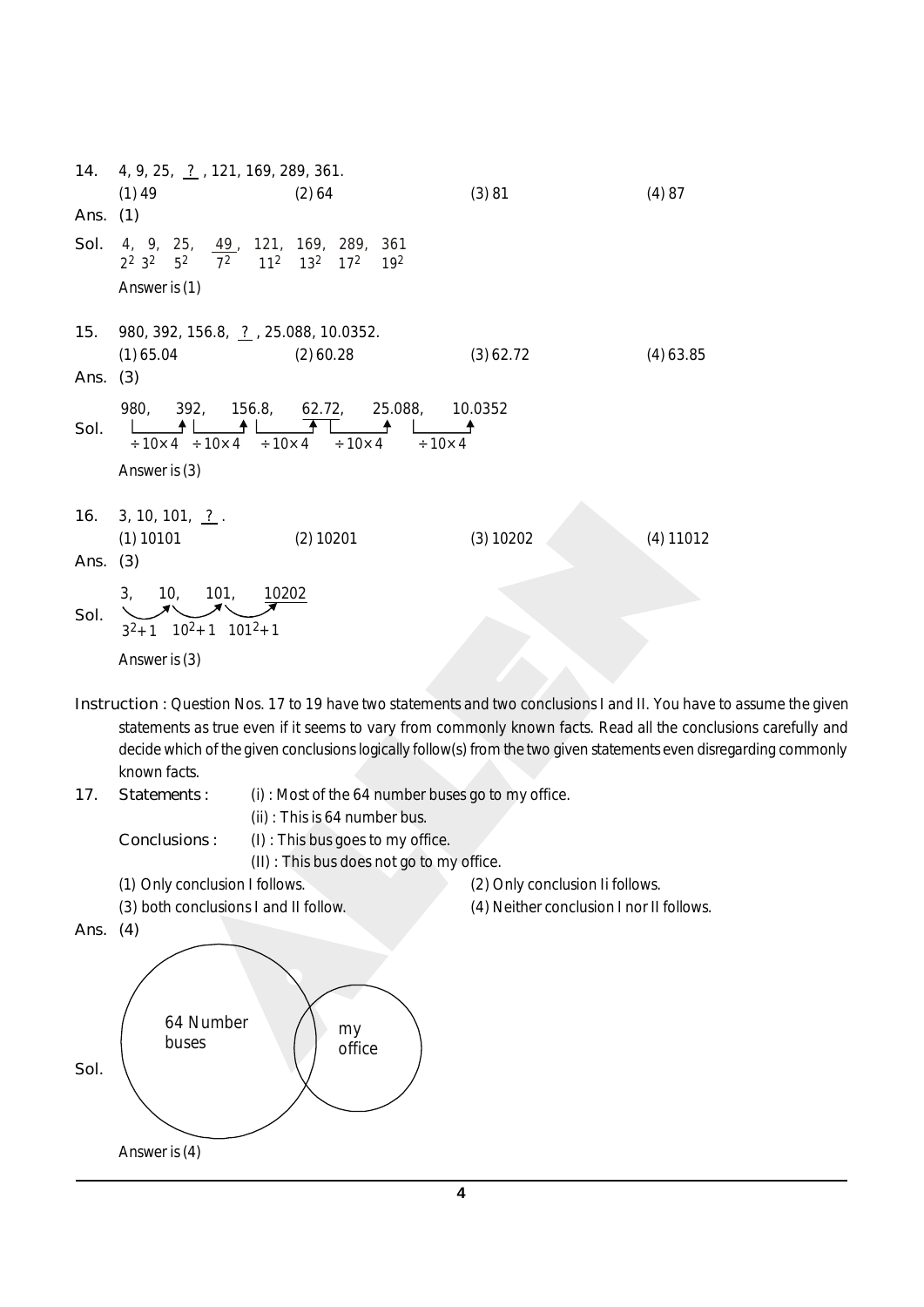**14.** 4, 9, 25, __?__ , 121, 169, 289, 361.

(1) 49 (2) 64 (3) 81 (4) 87

**Ans.** (1)

**Sol.** 4, 9, 25, __49__, 121, 169, 289, 361

$2^2$ $3^2$ $5^2$ $7^2$ $11^2$ $13^2$ $17^2$ $19^2$

Answer is (1)

**15.** 980, 392, 156.8, __?__ , 25.088, 10.0352.

(1) 65.04 (2) 60.28 (3) 62.72 (4) 63.85

**Ans.** (3)

**Sol.** 980, 392, 156.8, __62.72__, 25.088, 10.0352

$\div 10 \times 4$ $\div 10 \times 4$ $\div 10 \times 4$ $\div 10 \times 4$ $\div 10 \times 4$

Answer is (3)

**16.** 3, 10, 101, __?__ .

(1) 10101 (2) 10201 (3) 10202 (4) 11012

**Ans.** (3)

**Sol.** 3, 10, 101, __10202__

$3^2+1$ $10^2+1$ $101^2+1$

Answer is (3)

**Instruction :** Question Nos. 17 to 19 have two statements and two conclusions I and II. You have to assume the given statements as true even if it seems to vary from commonly known facts. Read all the conclusions carefully and decide which of the given conclusions logically follow(s) from the two given statements even disregarding commonly known facts.

**17.** **Statements :** (i) : Most of the 64 number buses go to my office.

(ii) : This is 64 number bus.

**Conclusions :** (I) : This bus goes to my office.

(II) : This bus does not go to my office.

(1) Only conclusion I follows. (2) Only conclusion Ii follows.

(3) both conclusions I and II follow. (4) Neither conclusion I nor II follows.

**Ans.** (4)

**Sol.**

64 Number buses

my office

Answer is (4)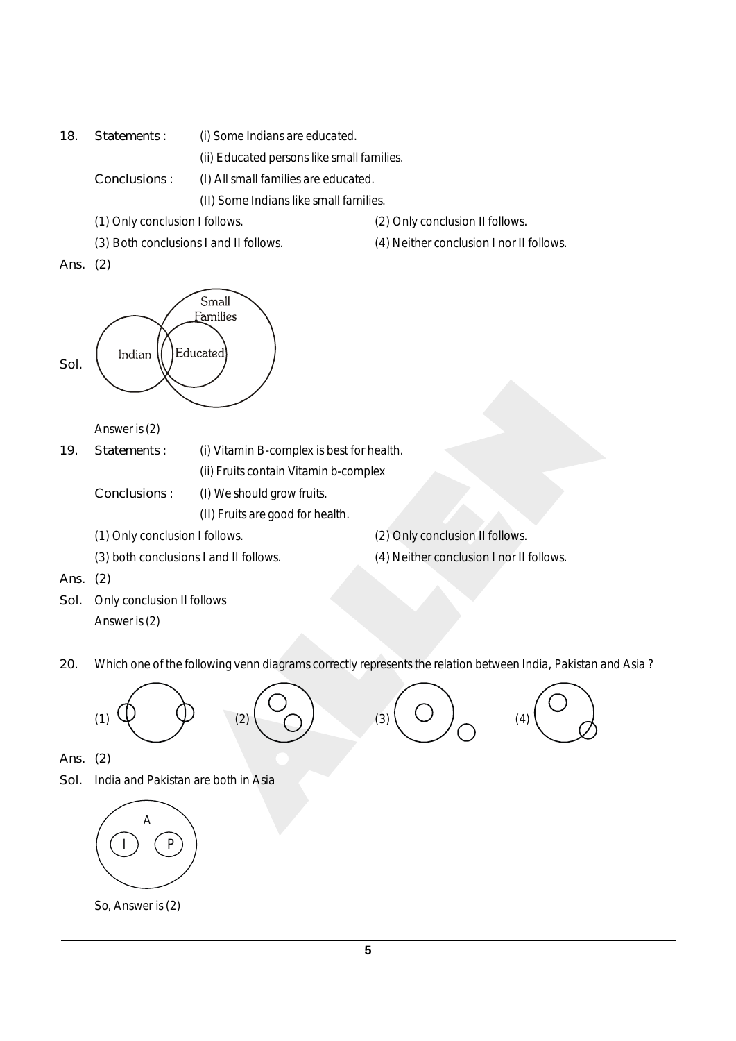18. **Statements :** (i) Some Indians are educated.

(ii) Educated persons like small families.

**Conclusions :** (I) All small families are educated.

(II) Some Indians like small families.

(1) Only conclusion I follows.
(2) Only conclusion II follows.
(3) Both conclusions I and II follows.
(4) Neither conclusion I nor II follows.

**Ans.** (2)

**Sol.** Small Families, Indian, Educated

Answer is (2)

19. **Statements :** (i) Vitamin B-complex is best for health.

(ii) Fruits contain Vitamin b-complex

**Conclusions :** (I) We should grow fruits.

(II) Fruits are good for health.

(1) Only conclusion I follows.
(2) Only conclusion II follows.
(3) both conclusions I and II follows.
(4) Neither conclusion I nor II follows.

**Ans.** (2)

**Sol.** Only conclusion II follows

Answer is (2)

20. Which one of the following venn diagrams correctly represents the relation between India, Pakistan and Asia ?

(1) (2) (3) (4)

**Ans.** (2)

**Sol.** India and Pakistan are both in Asia

A, I, P

So, Answer is (2)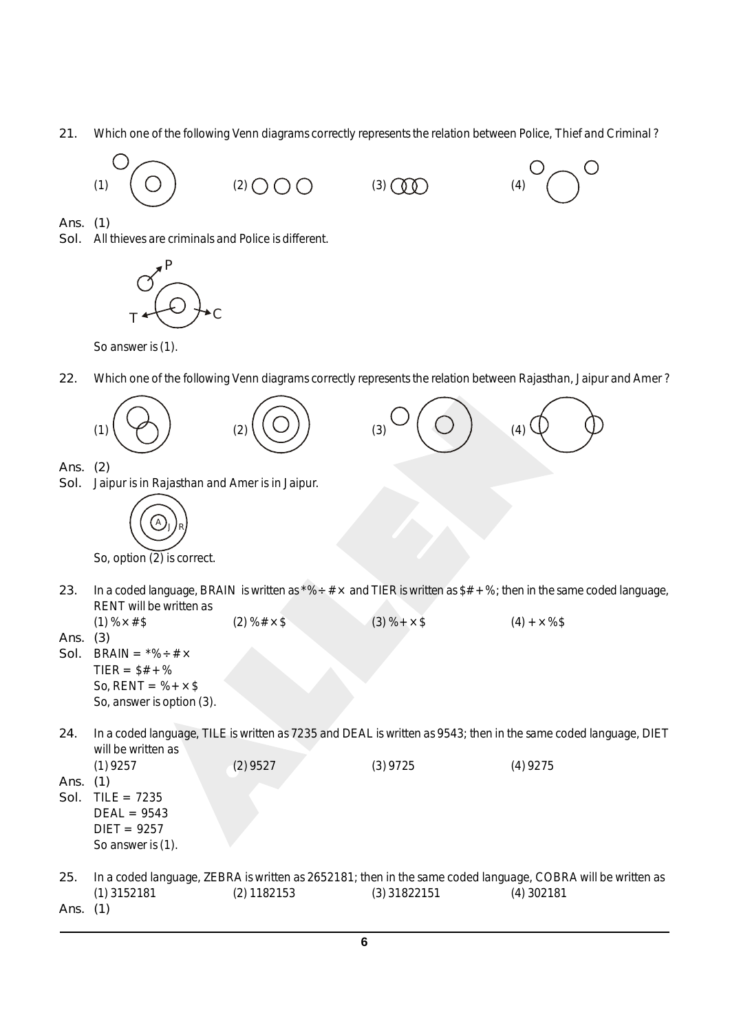21. Which one of the following Venn diagrams correctly represents the relation between Police, Thief and Criminal ?

(1) (2) (3) (4)

Ans. (1)

Sol. All thieves are criminals and Police is different.

P

T C

So answer is (1).

22. Which one of the following Venn diagrams correctly represents the relation between Rajasthan, Jaipur and Amer ?

(1) (2) (3) (4)

Ans. (2)

Sol. Jaipur is in Rajasthan and Amer is in Jaipur.

A J R

So, option (2) is correct.

23. In a coded language, BRAIN is written as *%÷#× and TIER is written as $#+%; then in the same coded language, RENT will be written as

(1) %×#$ (2) %#×$ (3) %+×$ (4) +×%$

Ans. (3)

Sol. BRAIN = *%÷#×
TIER = $#+%
So, RENT = %+×$
So, answer is option (3).

24. In a coded language, TILE is written as 7235 and DEAL is written as 9543; then in the same coded language, DIET will be written as

(1) 9257 (2) 9527 (3) 9725 (4) 9275

Ans. (1)

Sol. TILE = 7235
DEAL = 9543
DIET = 9257
So answer is (1).

25. In a coded language, ZEBRA is written as 2652181; then in the same coded language, COBRA will be written as

(1) 3152181 (2) 1182153 (3) 31822151 (4) 302181

Ans. (1)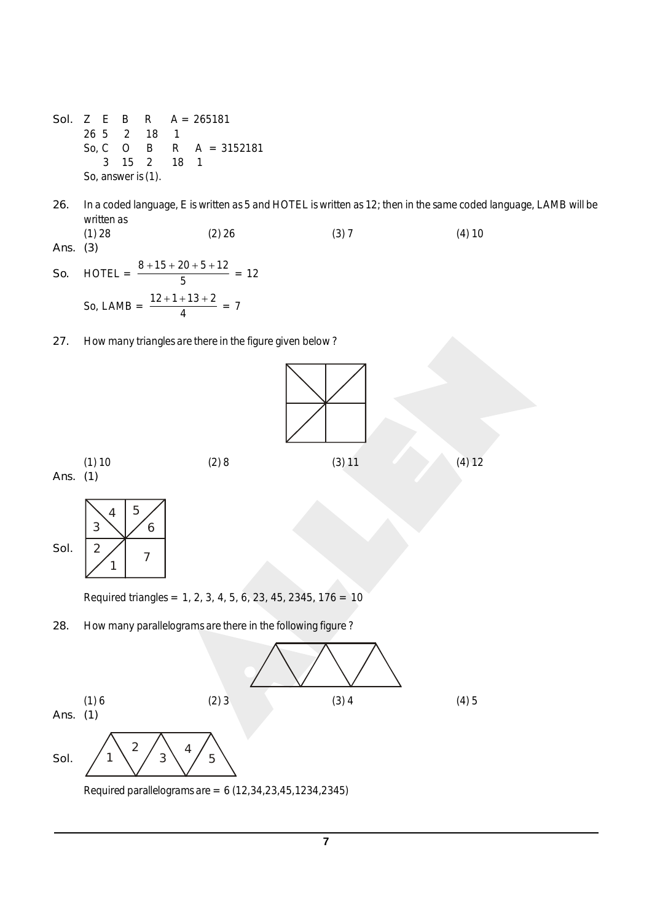Sol. Z E B R A = 265181

26 5 2 18 1

So, C O B R A = 3152181

3 15 2 18 1

So, answer is (1).

26. In a coded language, E is written as 5 and HOTEL is written as 12; then in the same coded language, LAMB will be written as

(1) 28 (2) 26 (3) 7 (4) 10

Ans. (3)

So. HOTEL = $\frac{8+15+20+5+12}{5}$ = 12

So, LAMB = $\frac{12+1+13+2}{4}$ = 7

27. How many triangles are there in the figure given below ?

(1) 10 (2) 8 (3) 11 (4) 12

Ans. (1)

Sol.

Required triangles = 1, 2, 3, 4, 5, 6, 23, 45, 2345, 176 = 10

28. How many parallelograms are there in the following figure ?

(1) 6 (2) 3 (3) 4 (4) 5

Ans. (1)

Sol.

Required parallelograms are = 6 (12,34,23,45,1234,2345)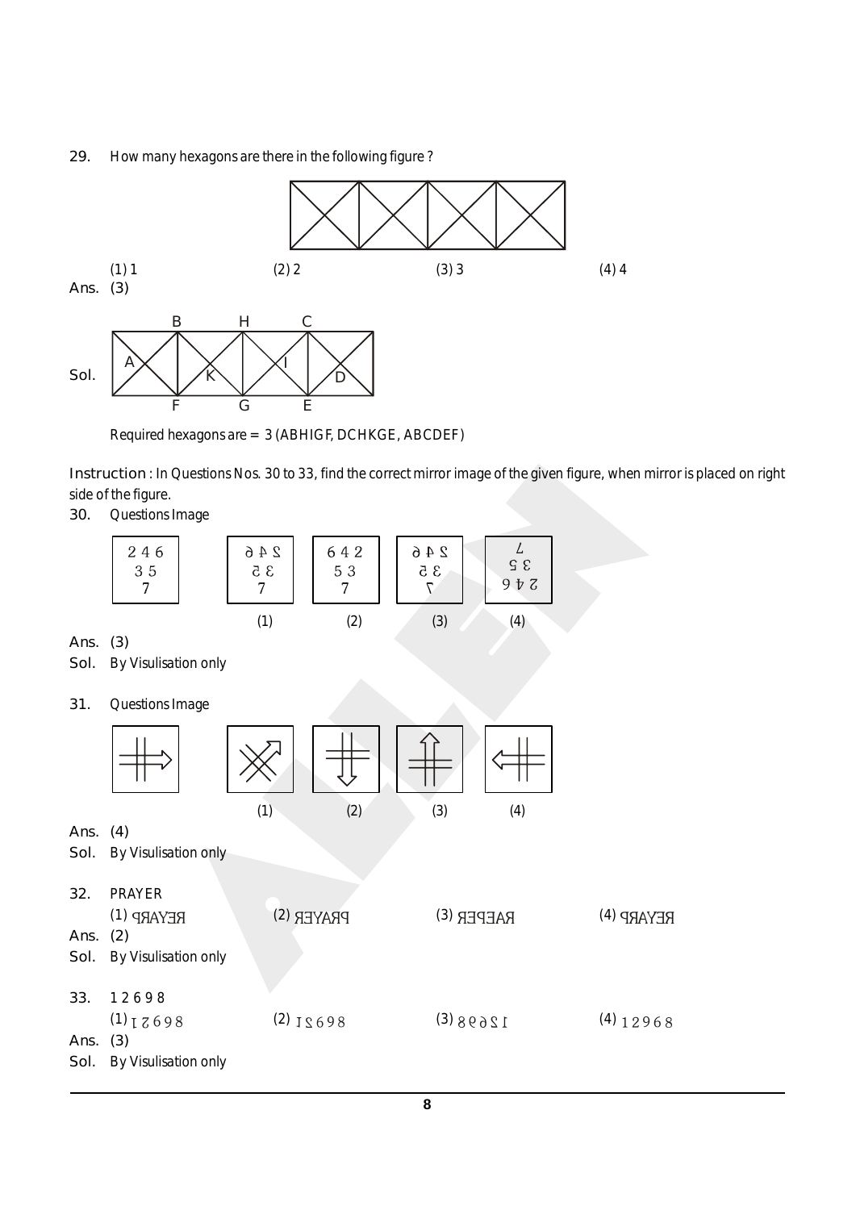29. How many hexagons are there in the following figure ?

(1) 1 (2) 2 (3) 3 (4) 4

Ans. (3)

Sol.

Required hexagons are = 3 (ABHIGF, DCHKGE, ABCDEF)

Instruction : In Questions Nos. 30 to 33, find the correct mirror image of the given figure, when mirror is placed on right side of the figure.

30. Questions Image

(1) (2) (3) (4)

Ans. (3)

Sol. By Visulisation only

31. Questions Image

(1) (2) (3) (4)

Ans. (4)

Sol. By Visulisation only

32. PRAYER

(1) ꓤƎYAꓤꟼ (2) ꓤƎYAꓤꟼ (3) ꓤƎꟼƎAꓤ (4) ꟼꓤAYƎꓤ

Ans. (2)

Sol. By Visulisation only

33. 1 2 6 9 8

(1) 89621 (2) 89621 (3) 12698 (4) 12968

Ans. (3)

Sol. By Visulisation only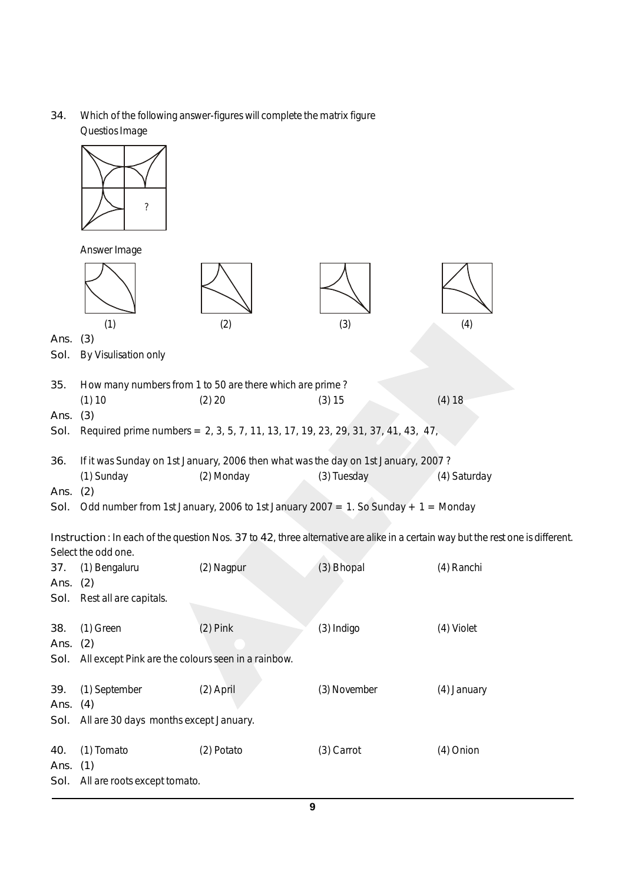34. Which of the following answer-figures will complete the matrix figure

Questios Image

?

Answer Image

(1) (2) (3) (4)

**Ans.** (3)

**Sol.** By Visulisation only

35. How many numbers from 1 to 50 are there which are prime ?

(1) 10 (2) 20 (3) 15 (4) 18

**Ans.** (3)

**Sol.** Required prime numbers = 2, 3, 5, 7, 11, 13, 17, 19, 23, 29, 31, 37, 41, 43, 47,

36. If it was Sunday on 1st January, 2006 then what was the day on 1st January, 2007 ?

(1) Sunday (2) Monday (3) Tuesday (4) Saturday

**Ans.** (2)

**Sol.** Odd number from 1st January, 2006 to 1st January 2007 = 1. So Sunday + 1 = Monday

**Instruction** : In each of the question Nos. 37 to 42, three alternative are alike in a certain way but the rest one is different. Select the odd one.

37. (1) Bengaluru (2) Nagpur (3) Bhopal (4) Ranchi

**Ans.** (2)

**Sol.** Rest all are capitals.

38. (1) Green (2) Pink (3) Indigo (4) Violet

**Ans.** (2)

**Sol.** All except Pink are the colours seen in a rainbow.

39. (1) September (2) April (3) November (4) January

**Ans.** (4)

**Sol.** All are 30 days months except January.

40. (1) Tomato (2) Potato (3) Carrot (4) Onion

**Ans.** (1)

**Sol.** All are roots except tomato.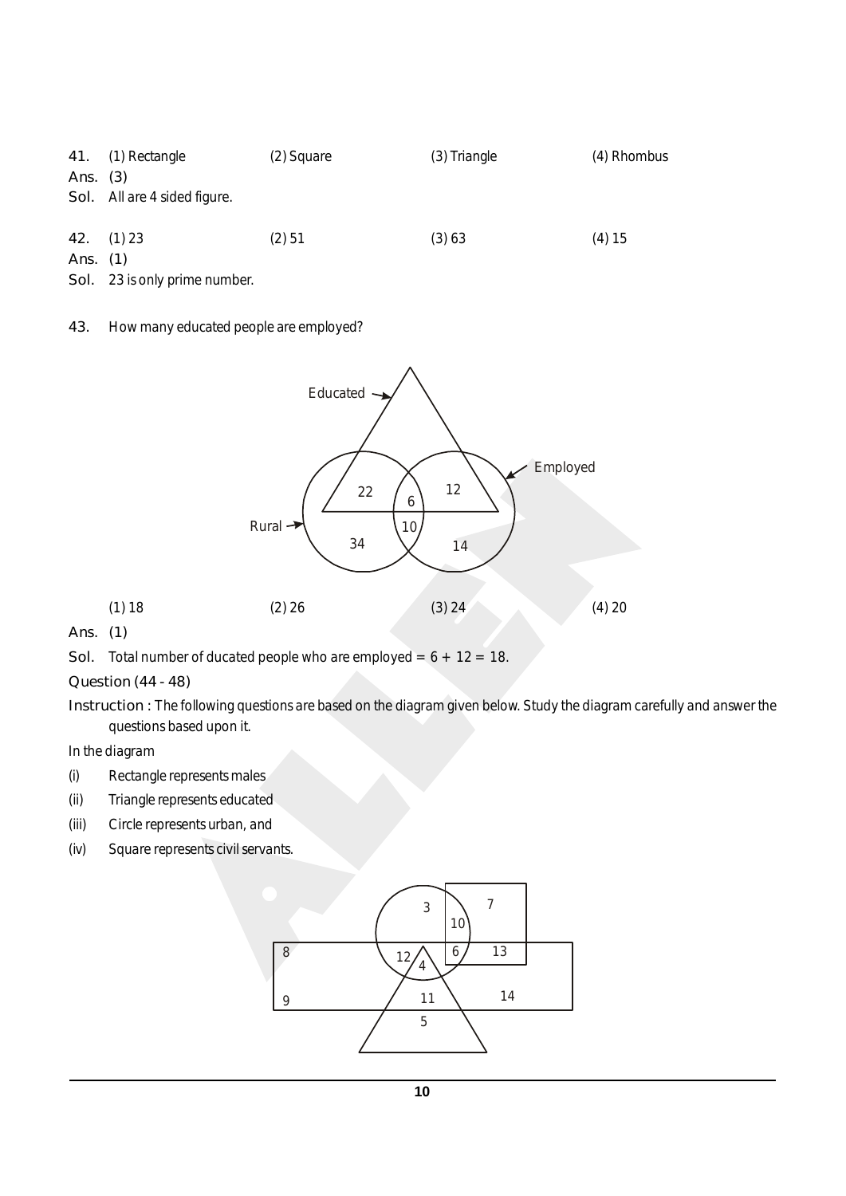41. (1) Rectangle (2) Square (3) Triangle (4) Rhombus

Ans. (3)

Sol. All are 4 sided figure.

42. (1) 23 (2) 51 (3) 63 (4) 15

Ans. (1)

Sol. 23 is only prime number.

43. How many educated people are employed?

(1) 18 (2) 26 (3) 24 (4) 20

Ans. (1)

Sol. Total number of ducated people who are employed = 6 + 12 = 18.

Question (44 - 48)

Instruction : The following questions are based on the diagram given below. Study the diagram carefully and answer the questions based upon it.

In the diagram

(i) Rectangle represents males

(ii) Triangle represents educated

(iii) Circle represents urban, and

(iv) Square represents civil servants.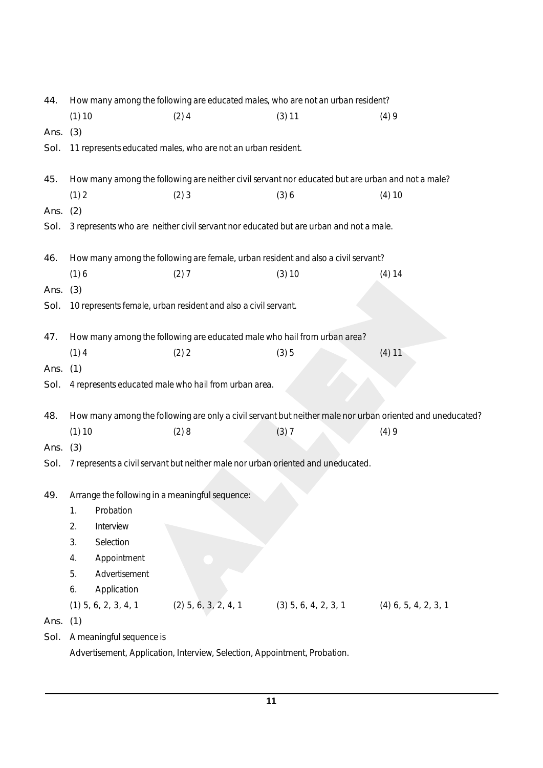44. How many among the following are educated males, who are not an urban resident?

(1) 10 (2) 4 (3) 11 (4) 9

Ans. (3)

Sol. 11 represents educated males, who are not an urban resident.

45. How many among the following are neither civil servant nor educated but are urban and not a male?

(1) 2 (2) 3 (3) 6 (4) 10

Ans. (2)

Sol. 3 represents who are neither civil servant nor educated but are urban and not a male.

46. How many among the following are female, urban resident and also a civil servant?

(1) 6 (2) 7 (3) 10 (4) 14

Ans. (3)

Sol. 10 represents female, urban resident and also a civil servant.

47. How many among the following are educated male who hail from urban area?

(1) 4 (2) 2 (3) 5 (4) 11

Ans. (1)

Sol. 4 represents educated male who hail from urban area.

48. How many among the following are only a civil servant but neither male nor urban oriented and uneducated?

(1) 10 (2) 8 (3) 7 (4) 9

Ans. (3)

Sol. 7 represents a civil servant but neither male nor urban oriented and uneducated.

49. Arrange the following in a meaningful sequence:

1. Probation
2. Interview
3. Selection
4. Appointment
5. Advertisement
6. Application

(1) 5, 6, 2, 3, 4, 1 (2) 5, 6, 3, 2, 4, 1 (3) 5, 6, 4, 2, 3, 1 (4) 6, 5, 4, 2, 3, 1

Ans. (1)

Sol. A meaningful sequence is

Advertisement, Application, Interview, Selection, Appointment, Probation.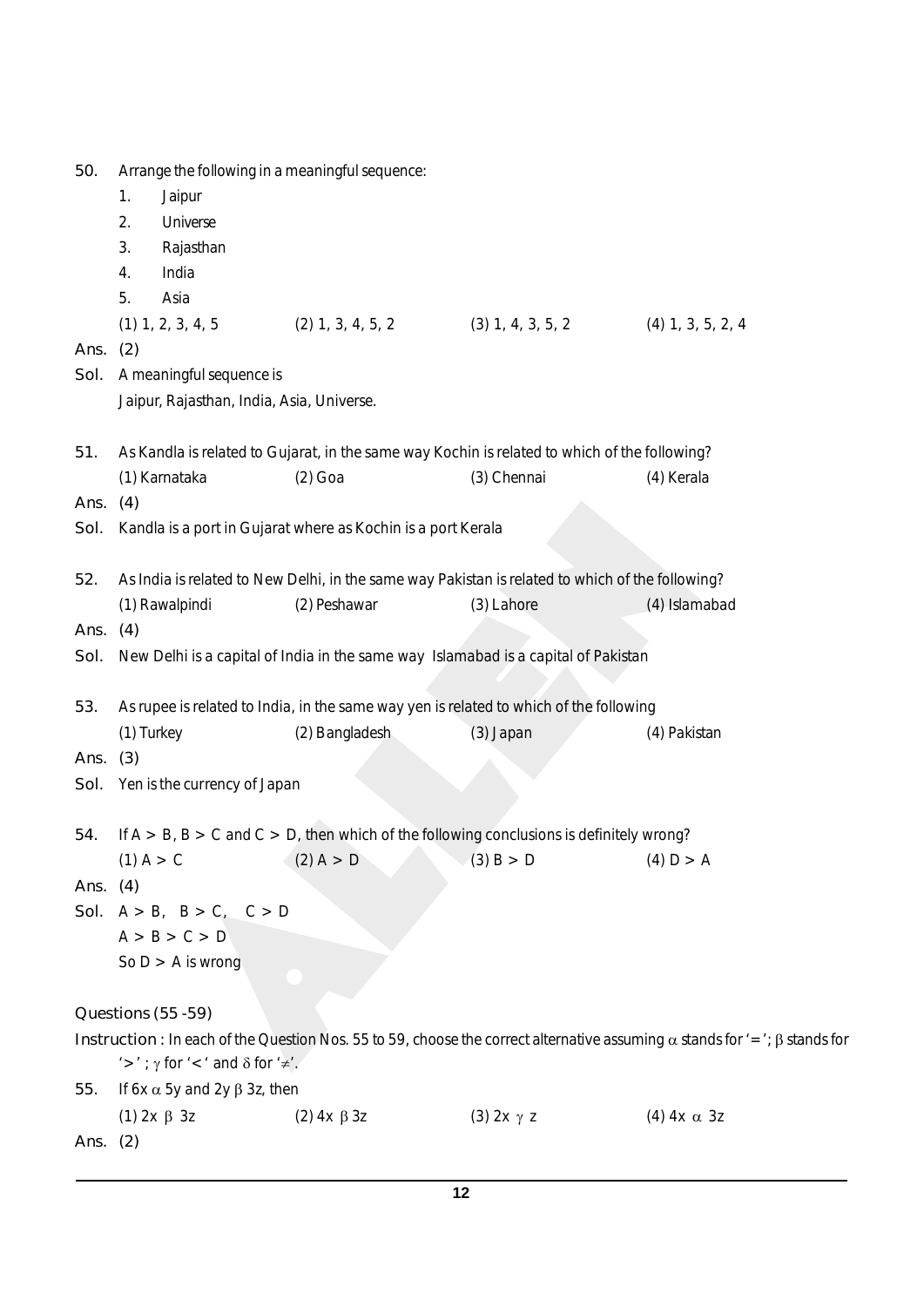50. Arrange the following in a meaningful sequence:

1. Jaipur
2. Universe
3. Rajasthan
4. India
5. Asia

(1) 1, 2, 3, 4, 5 (2) 1, 3, 4, 5, 2 (3) 1, 4, 3, 5, 2 (4) 1, 3, 5, 2, 4

**Ans.** (2)

**Sol.** A meaningful sequence is
Jaipur, Rajasthan, India, Asia, Universe.

51. As Kandla is related to Gujarat, in the same way Kochin is related to which of the following?

(1) Karnataka (2) Goa (3) Chennai (4) Kerala

**Ans.** (4)

**Sol.** Kandla is a port in Gujarat where as Kochin is a port Kerala

52. As India is related to New Delhi, in the same way Pakistan is related to which of the following?

(1) Rawalpindi (2) Peshawar (3) Lahore (4) Islamabad

**Ans.** (4)

**Sol.** New Delhi is a capital of India in the same way Islamabad is a capital of Pakistan

53. As rupee is related to India, in the same way yen is related to which of the following

(1) Turkey (2) Bangladesh (3) Japan (4) Pakistan

**Ans.** (3)

**Sol.** Yen is the currency of Japan

54. If $A > B$, $B > C$ and $C > D$, then which of the following conclusions is definitely wrong?

(1) $A > C$ (2) $A > D$ (3) $B > D$ (4) $D > A$

**Ans.** (4)

**Sol.** $A > B$, $B > C$, $C > D$

$A > B > C > D$

So $D > A$ is wrong

**Questions (55 -59)**

**Instruction :** In each of the Question Nos. 55 to 59, choose the correct alternative assuming $\alpha$ stands for '='; $\beta$ stands for '>' ; $\gamma$ for '<' and $\delta$ for '$\neq$'.

55. If $6x \ \alpha \ 5y$ and $2y \ \beta \ 3z$, then

(1) $2x \ \beta \ 3z$ (2) $4x \ \beta \ 3z$ (3) $2x \ \gamma \ z$ (4) $4x \ \alpha \ 3z$

**Ans.** (2)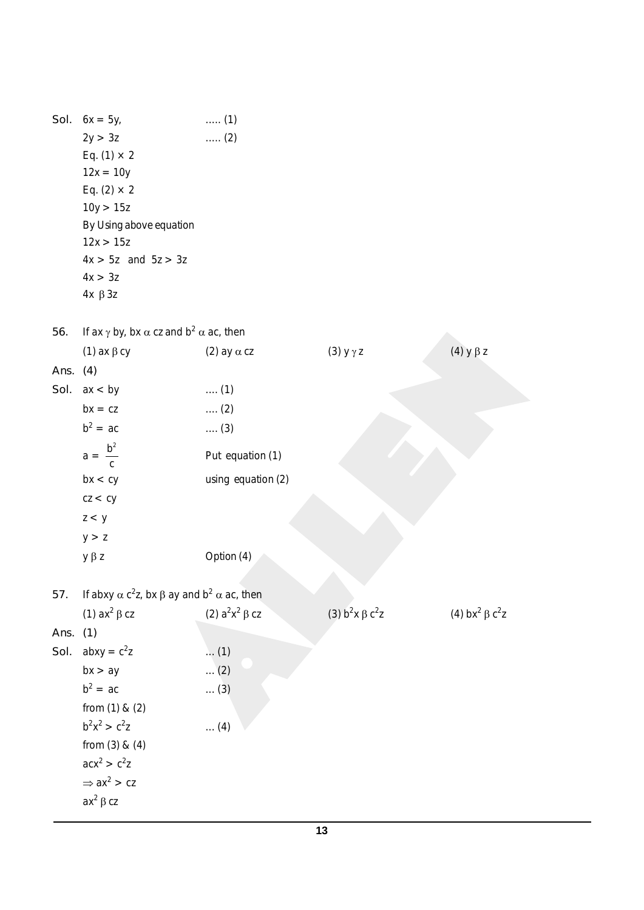Sol. $6x = 5y$, ..... (1)

$2y > 3z$ ..... (2)

Eq. (1) × 2

$12x = 10y$

Eq. (2) × 2

$10y > 15z$

By Using above equation

$12x > 15z$

$4x > 5z$ and $5z > 3z$

$4x > 3z$

$4x\ \beta\ 3z$

56. If $ax\ \gamma\ by$, $bx\ \alpha\ cz$ and $b^2\ \alpha\ ac$, then

(1) $ax\ \beta\ cy$ (2) $ay\ \alpha\ cz$ (3) $y\ \gamma\ z$ (4) $y\ \beta\ z$

Ans. (4)

Sol. $ax < by$ .... (1)

$bx = cz$ .... (2)

$b^2 = ac$ .... (3)

$a = \frac{b^2}{c}$ Put equation (1)

$bx < cy$ using equation (2)

$cz < cy$

$z < y$

$y > z$

$y\ \beta\ z$ Option (4)

57. If $abxy\ \alpha\ c^2z$, $bx\ \beta\ ay$ and $b^2\ \alpha\ ac$, then

(1) $ax^2\ \beta\ cz$ (2) $a^2x^2\ \beta\ cz$ (3) $b^2x\ \beta\ c^2z$ (4) $bx^2\ \beta\ c^2z$

Ans. (1)

Sol. $abxy = c^2z$ ... (1)

$bx > ay$ ... (2)

$b^2 = ac$ ... (3)

from (1) & (2)

$b^2x^2 > c^2z$ ... (4)

from (3) & (4)

$acx^2 > c^2z$

$\Rightarrow ax^2 > cz$

$ax^2\ \beta\ cz$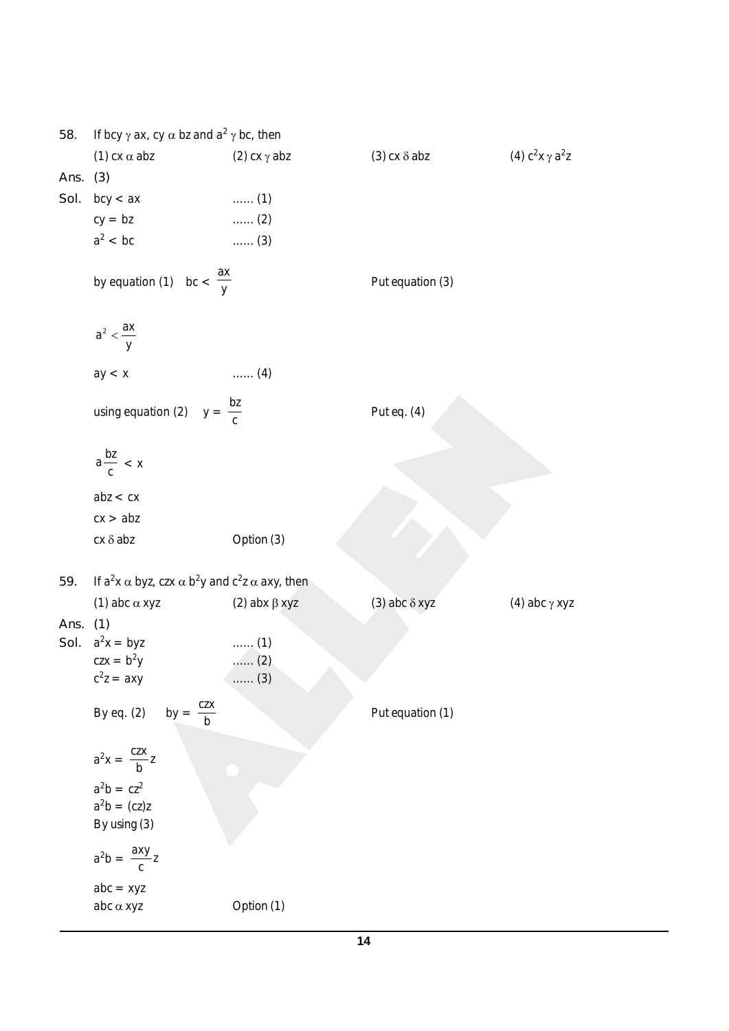58. If $bcy \gamma ax$, $cy \alpha bz$ and $a^2 \gamma bc$, then

(1) $cx \alpha abz$ (2) $cx \gamma abz$ (3) $cx \delta abz$ (4) $c^2x \gamma a^2z$

Ans. (3)

Sol. $bcy < ax$ ...... (1)

$cy = bz$ ...... (2)

$a^2 < bc$ ...... (3)

by equation (1) $bc < \frac{ax}{y}$ Put equation (3)

$a^2 < \frac{ax}{y}$

$ay < x$ ...... (4)

using equation (2) $y = \frac{bz}{c}$ Put eq. (4)

$a\frac{bz}{c} < x$

$abz < cx$

$cx > abz$

$cx \delta abz$ Option (3)

59. If $a^2x \alpha byz$, $czx \alpha b^2y$ and $c^2z \alpha axy$, then

(1) $abc \alpha xyz$ (2) $abx \beta xyz$ (3) $abc \delta xyz$ (4) $abc \gamma xyz$

Ans. (1)

Sol. $a^2x = byz$ ...... (1)

$czx = b^2y$ ...... (2)

$c^2z = axy$ ...... (3)

By eq. (2) $by = \frac{czx}{b}$ Put equation (1)

$a^2x = \frac{czx}{b}z$

$a^2b = cz^2$

$a^2b = (cz)z$

By using (3)

$a^2b = \frac{axy}{c}z$

$abc = xyz$

$abc \alpha xyz$ Option (1)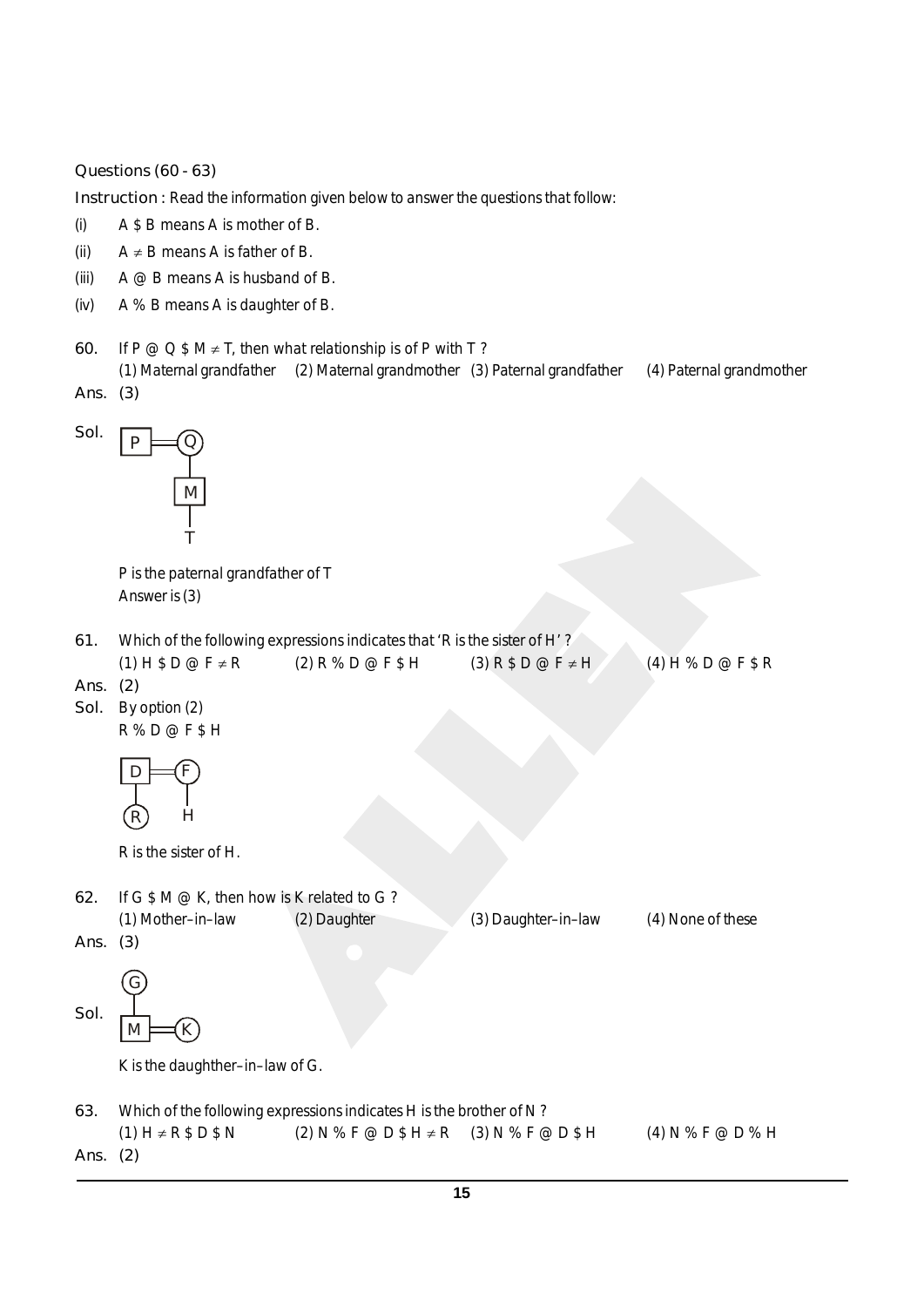Questions (60 - 63)

**Instruction :** Read the information given below to answer the questions that follow:

(i) A \$ B means A is mother of B.

(ii) A $\neq$ B means A is father of B.

(iii) A @ B means A is husband of B.

(iv) A % B means A is daughter of B.

**60.** If P @ Q \$ M $\neq$ T, then what relationship is of P with T ?

(1) Maternal grandfather (2) Maternal grandmother (3) Paternal grandfather (4) Paternal grandmother

**Ans.** (3)

**Sol.** P = Q, M (child of Q), T (child of M)

P is the paternal grandfather of T

Answer is (3)

**61.** Which of the following expressions indicates that 'R is the sister of H' ?

(1) H \$ D @ F $\neq$ R (2) R % D @ F \$ H (3) R \$ D @ F $\neq$ H (4) H % D @ F \$ R

**Ans.** (2)

**Sol.** By option (2)

R % D @ F \$ H

D = F; R (child of D), H (child of F)

R is the sister of H.

**62.** If G \$ M @ K, then how is K related to G ?

(1) Mother–in–law (2) Daughter (3) Daughter–in–law (4) None of these

**Ans.** (3)

**Sol.** G; M (child of G) = K

K is the daughther–in–law of G.

**63.** Which of the following expressions indicates H is the brother of N ?

(1) H $\neq$ R \$ D \$ N (2) N % F @ D \$ H $\neq$ R (3) N % F @ D \$ H (4) N % F @ D % H

**Ans.** (2)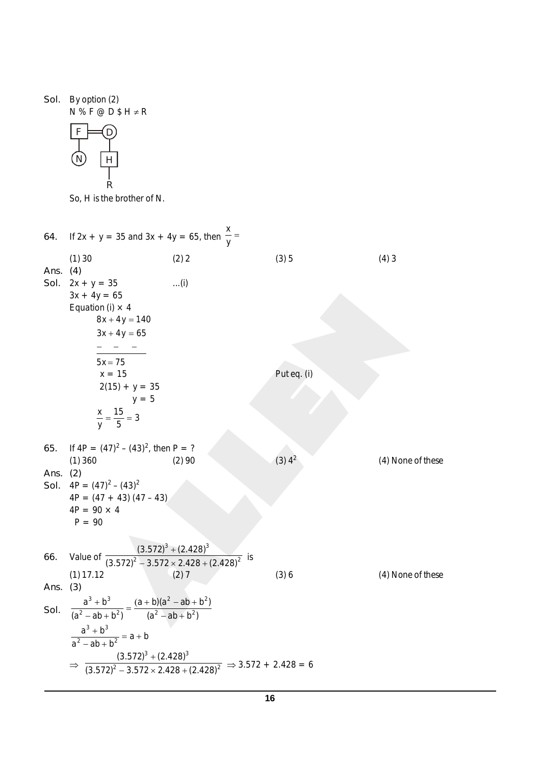**Sol.** By option (2)

N % F @ D $ H ≠ R

F = D (F and D are a couple)

N is below F; H is below D; R is below H.

So, H is the brother of N.

**64.** If 2x + y = 35 and 3x + 4y = 65, then $\frac{x}{y} =$

(1) 30 (2) 2 (3) 5 (4) 3

**Ans.** (4)

**Sol.** 2x + y = 35 ...(i)

3x + 4y = 65

Equation (i) × 4

$$8x + 4y = 140$$
$$3x + 4y = 65$$
$$- \quad - \quad -$$
$$5x = 75$$
$$x = 15$$

Put eq. (i)

$$2(15) + y = 35$$
$$y = 5$$
$$\frac{x}{y} = \frac{15}{5} = 3$$

**65.** If $4P = (47)^2 - (43)^2$, then P = ?

(1) 360 (2) 90 (3) $4^2$ (4) None of these

**Ans.** (2)

**Sol.** $4P = (47)^2 - (43)^2$

$4P = (47 + 43)(47 - 43)$

$4P = 90 \times 4$

$P = 90$

**66.** Value of $\frac{(3.572)^3 + (2.428)^3}{(3.572)^2 - 3.572 \times 2.428 + (2.428)^2}$ is

(1) 17.12 (2) 7 (3) 6 (4) None of these

**Ans.** (3)

**Sol.** $\frac{a^3 + b^3}{(a^2 - ab + b^2)} = \frac{(a + b)(a^2 - ab + b^2)}{(a^2 - ab + b^2)}$

$\frac{a^3 + b^3}{a^2 - ab + b^2} = a + b$

$\Rightarrow \frac{(3.572)^3 + (2.428)^3}{(3.572)^2 - 3.572 \times 2.428 + (2.428)^2} \Rightarrow 3.572 + 2.428 = 6$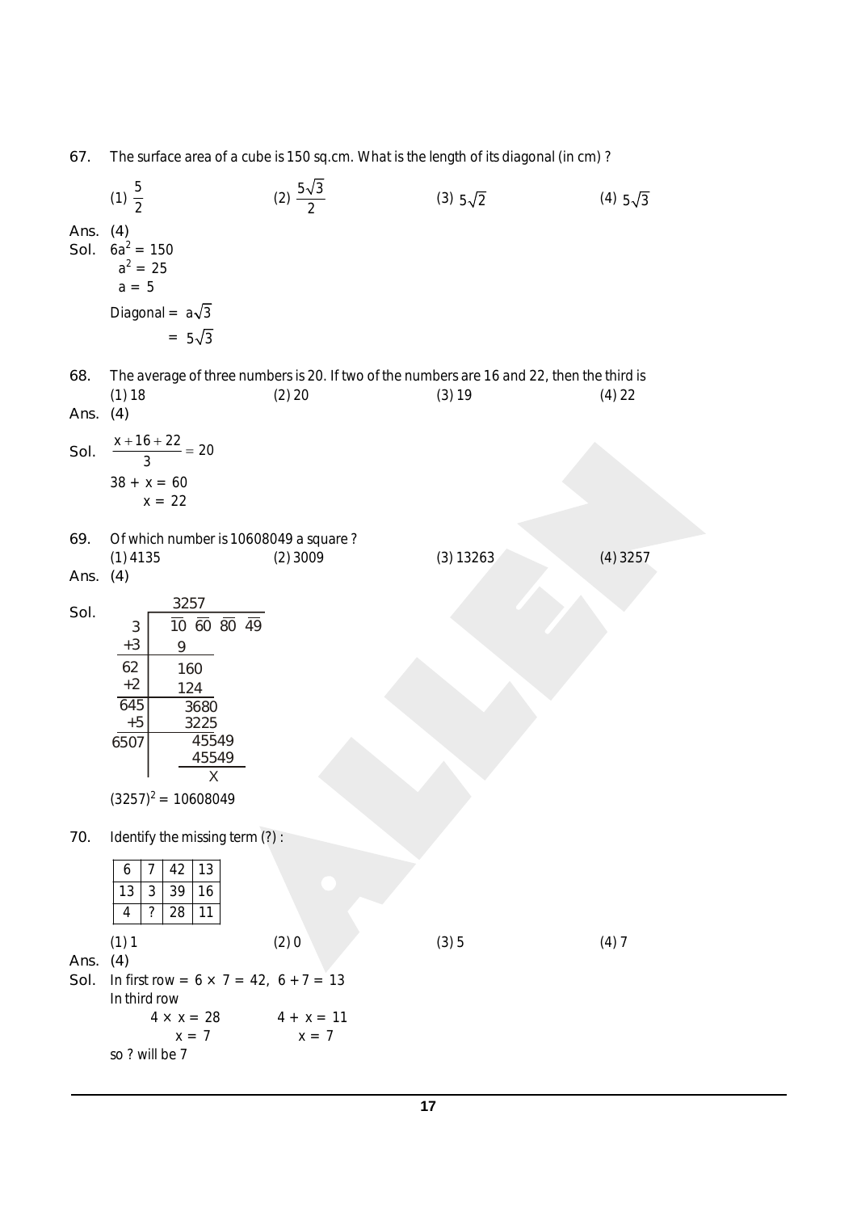67. The surface area of a cube is 150 sq.cm. What is the length of its diagonal (in cm) ?

(1) $\frac{5}{2}$ (2) $\frac{5\sqrt{3}}{2}$ (3) $5\sqrt{2}$ (4) $5\sqrt{3}$

Ans. (4)

Sol. $6a^2 = 150$

$a^2 = 25$

$a = 5$

Diagonal = $a\sqrt{3}$

$= 5\sqrt{3}$

68. The average of three numbers is 20. If two of the numbers are 16 and 22, then the third is

(1) 18 (2) 20 (3) 19 (4) 22

Ans. (4)

Sol. $\frac{x+16+22}{3} = 20$

$38 + x = 60$

$x = 22$

69. Of which number is 10608049 a square ?

(1) 4135 (2) 3009 (3) 13263 (4) 3257

Ans. (4)

Sol.

```
          3257
     ------------------
  3  | 10 60 80 49
 +3  |  9
 ----|-----
  62 |  160
  +2 |  124
 ----|------
 645 |   3680
  +5 |   3225
 ----|--------
6507 |    45549
     |    45549
     |    -------
     |       X
```

$(3257)^2 = 10608049$

70. Identify the missing term (?) :

| 6 | 7 | 42 | 13 |
|---|---|---|---|
| 13 | 3 | 39 | 16 |
| 4 | ? | 28 | 11 |

(1) 1 (2) 0 (3) 5 (4) 7

Ans. (4)

Sol. In first row = $6 \times 7 = 42$, $6 + 7 = 13$

In third row

$4 \times x = 28$ $\quad$ $4 + x = 11$

$x = 7$ $\quad$ $x = 7$

so ? will be 7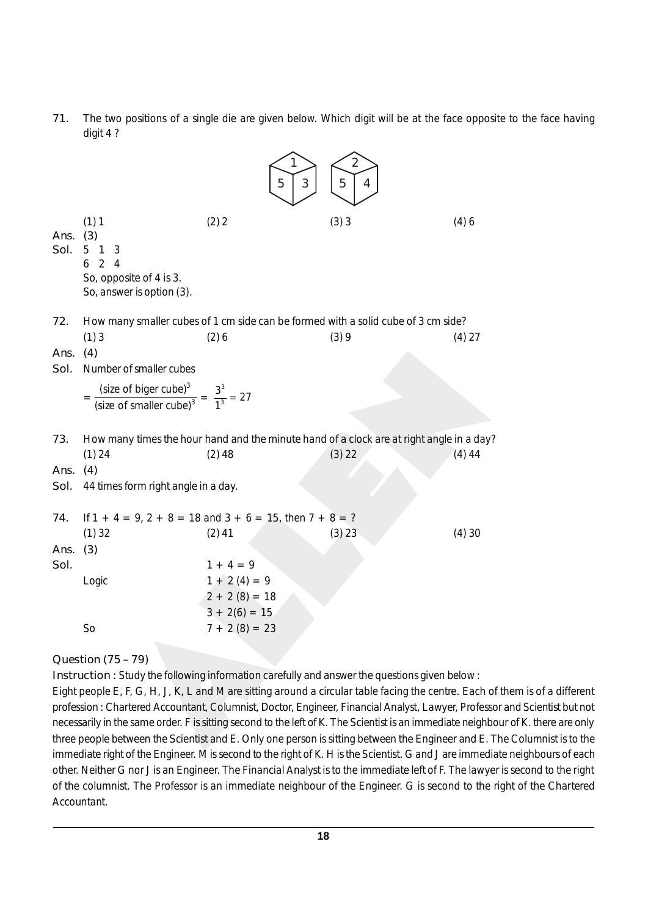71. The two positions of a single die are given below. Which digit will be at the face opposite to the face having digit 4 ?

(1) 1 (2) 2 (3) 3 (4) 6

**Ans.** (3)

**Sol.** 5 1 3
6 2 4
So, opposite of 4 is 3.
So, answer is option (3).

72. How many smaller cubes of 1 cm side can be formed with a solid cube of 3 cm side?

(1) 3 (2) 6 (3) 9 (4) 27

**Ans.** (4)

**Sol.** Number of smaller cubes

$$= \frac{(\text{size of biger cube})^3}{(\text{size of smaller cube})^3} = \frac{3^3}{1^3} = 27$$

73. How many times the hour hand and the minute hand of a clock are at right angle in a day?

(1) 24 (2) 48 (3) 22 (4) 44

**Ans.** (4)

**Sol.** 44 times form right angle in a day.

74. If 1 + 4 = 9, 2 + 8 = 18 and 3 + 6 = 15, then 7 + 8 = ?

(1) 32 (2) 41 (3) 23 (4) 30

**Ans.** (3)

**Sol.**
1 + 4 = 9
Logic 1 + 2 (4) = 9
2 + 2 (8) = 18
3 + 2(6) = 15
So 7 + 2 (8) = 23

Question (75 – 79)

**Instruction :** Study the following information carefully and answer the questions given below :

Eight people E, F, G, H, J, K, L and M are sitting around a circular table facing the centre. Each of them is of a different profession : Chartered Accountant, Columnist, Doctor, Engineer, Financial Analyst, Lawyer, Professor and Scientist but not necessarily in the same order. F is sitting second to the left of K. The Scientist is an immediate neighbour of K. there are only three people between the Scientist and E. Only one person is sitting between the Engineer and E. The Columnist is to the immediate right of the Engineer. M is second to the right of K. H is the Scientist. G and J are immediate neighbours of each other. Neither G nor J is an Engineer. The Financial Analyst is to the immediate left of F. The lawyer is second to the right of the columnist. The Professor is an immediate neighbour of the Engineer. G is second to the right of the Chartered Accountant.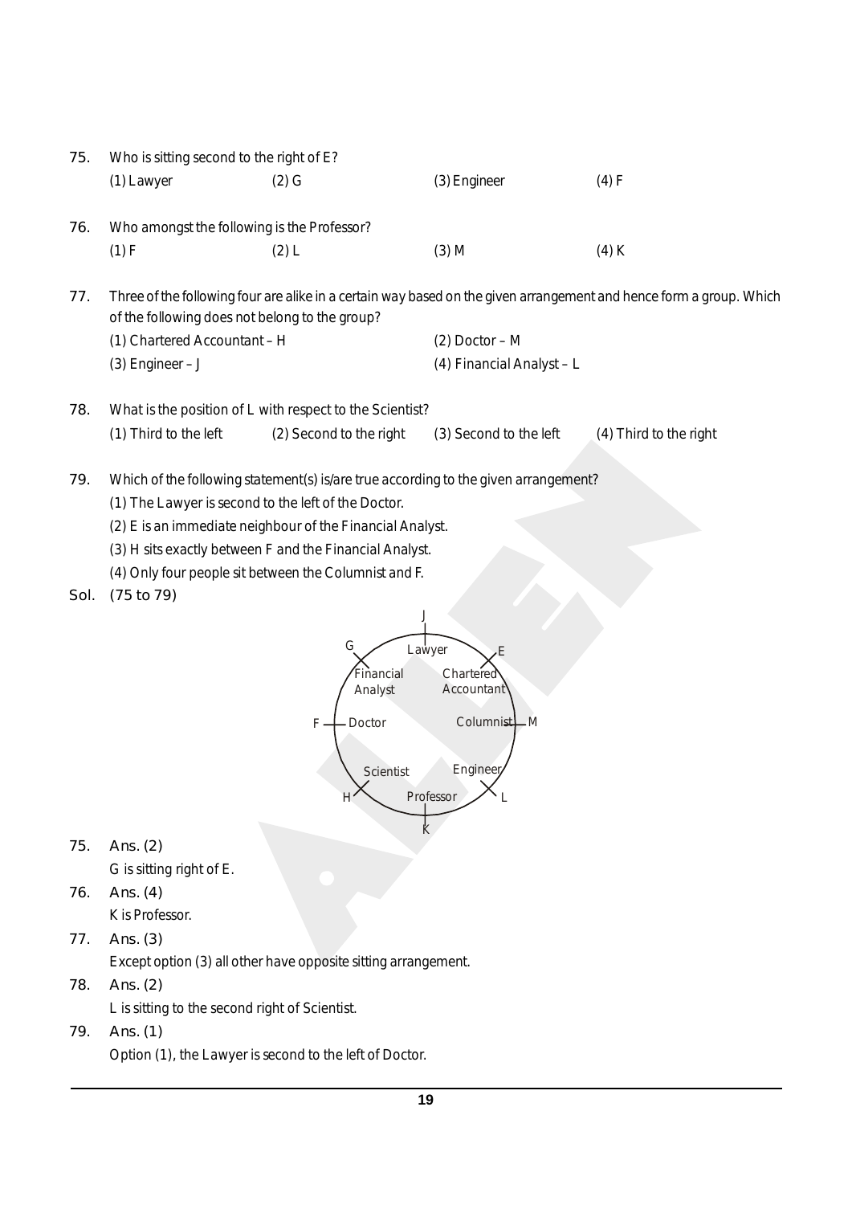75. Who is sitting second to the right of E?

(1) Lawyer (2) G (3) Engineer (4) F

76. Who amongst the following is the Professor?

(1) F (2) L (3) M (4) K

77. Three of the following four are alike in a certain way based on the given arrangement and hence form a group. Which of the following does not belong to the group?

(1) Chartered Accountant – H (2) Doctor – M

(3) Engineer – J (4) Financial Analyst – L

78. What is the position of L with respect to the Scientist?

(1) Third to the left (2) Second to the right (3) Second to the left (4) Third to the right

79. Which of the following statement(s) is/are true according to the given arrangement?

(1) The Lawyer is second to the left of the Doctor.

(2) E is an immediate neighbour of the Financial Analyst.

(3) H sits exactly between F and the Financial Analyst.

(4) Only four people sit between the Columnist and F.

**Sol. (75 to 79)**

J – Lawyer; E – Chartered Accountant; M – Columnist; L – Engineer; K – Professor; H – Scientist; F – Doctor; G – Financial Analyst

75. **Ans. (2)**

G is sitting right of E.

76. **Ans. (4)**

K is Professor.

77. **Ans. (3)**

Except option (3) all other have opposite sitting arrangement.

78. **Ans. (2)**

L is sitting to the second right of Scientist.

79. **Ans. (1)**

Option (1), the Lawyer is second to the left of Doctor.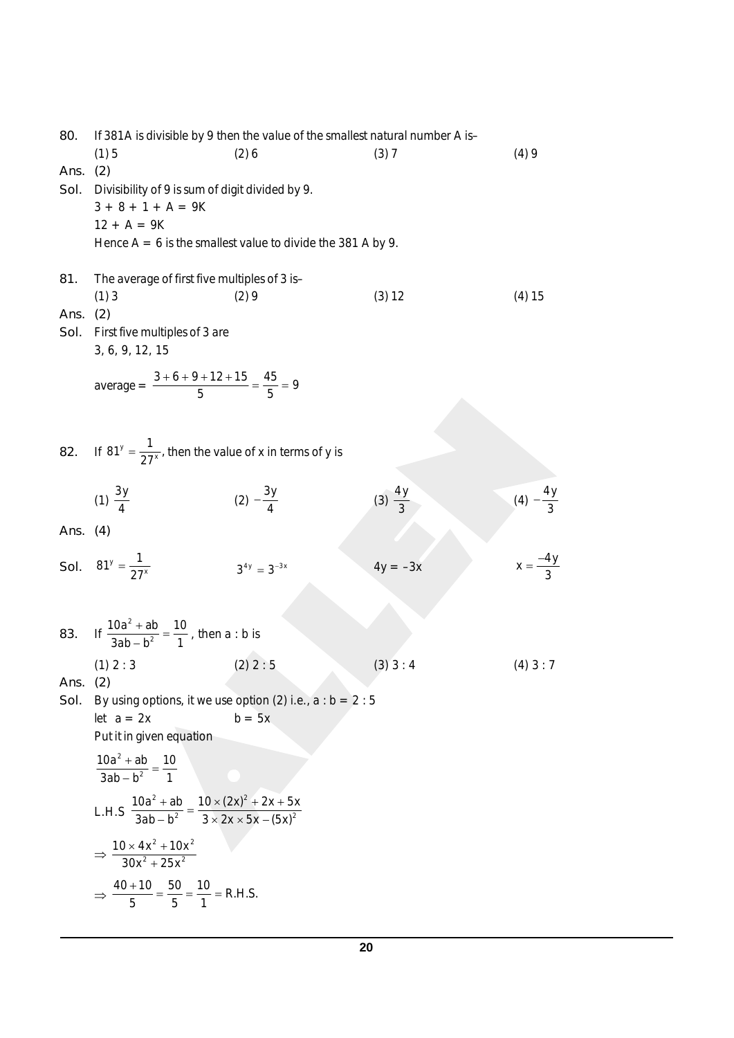80. If 381A is divisible by 9 then the value of the smallest natural number A is–

(1) 5 (2) 6 (3) 7 (4) 9

Ans. (2)

Sol. Divisibility of 9 is sum of digit divided by 9.

$3 + 8 + 1 + A = 9K$

$12 + A = 9K$

Hence $A = 6$ is the smallest value to divide the 381 A by 9.

81. The average of first five multiples of 3 is–

(1) 3 (2) 9 (3) 12 (4) 15

Ans. (2)

Sol. First five multiples of 3 are

3, 6, 9, 12, 15

average = $\frac{3+6+9+12+15}{5} = \frac{45}{5} = 9$

82. If $81^y = \frac{1}{27^x}$, then the value of x in terms of y is

(1) $\frac{3y}{4}$ (2) $-\frac{3y}{4}$ (3) $\frac{4y}{3}$ (4) $-\frac{4y}{3}$

Ans. (4)

Sol. $81^y = \frac{1}{27^x}$ $3^{4y} = 3^{-3x}$ $4y = -3x$ $x = \frac{-4y}{3}$

83. If $\frac{10a^2 + ab}{3ab - b^2} = \frac{10}{1}$, then a : b is

(1) 2 : 3 (2) 2 : 5 (3) 3 : 4 (4) 3 : 7

Ans. (2)

Sol. By using options, it we use option (2) i.e., a : b = 2 : 5

let $a = 2x$ $b = 5x$

Put it in given equation

$$\frac{10a^2 + ab}{3ab - b^2} = \frac{10}{1}$$

$$\text{L.H.S } \frac{10a^2 + ab}{3ab - b^2} = \frac{10 \times (2x)^2 + 2x + 5x}{3 \times 2x \times 5x - (5x)^2}$$

$$\Rightarrow \frac{10 \times 4x^2 + 10x^2}{30x^2 + 25x^2}$$

$$\Rightarrow \frac{40 + 10}{5} = \frac{50}{5} = \frac{10}{1} = \text{R.H.S.}$$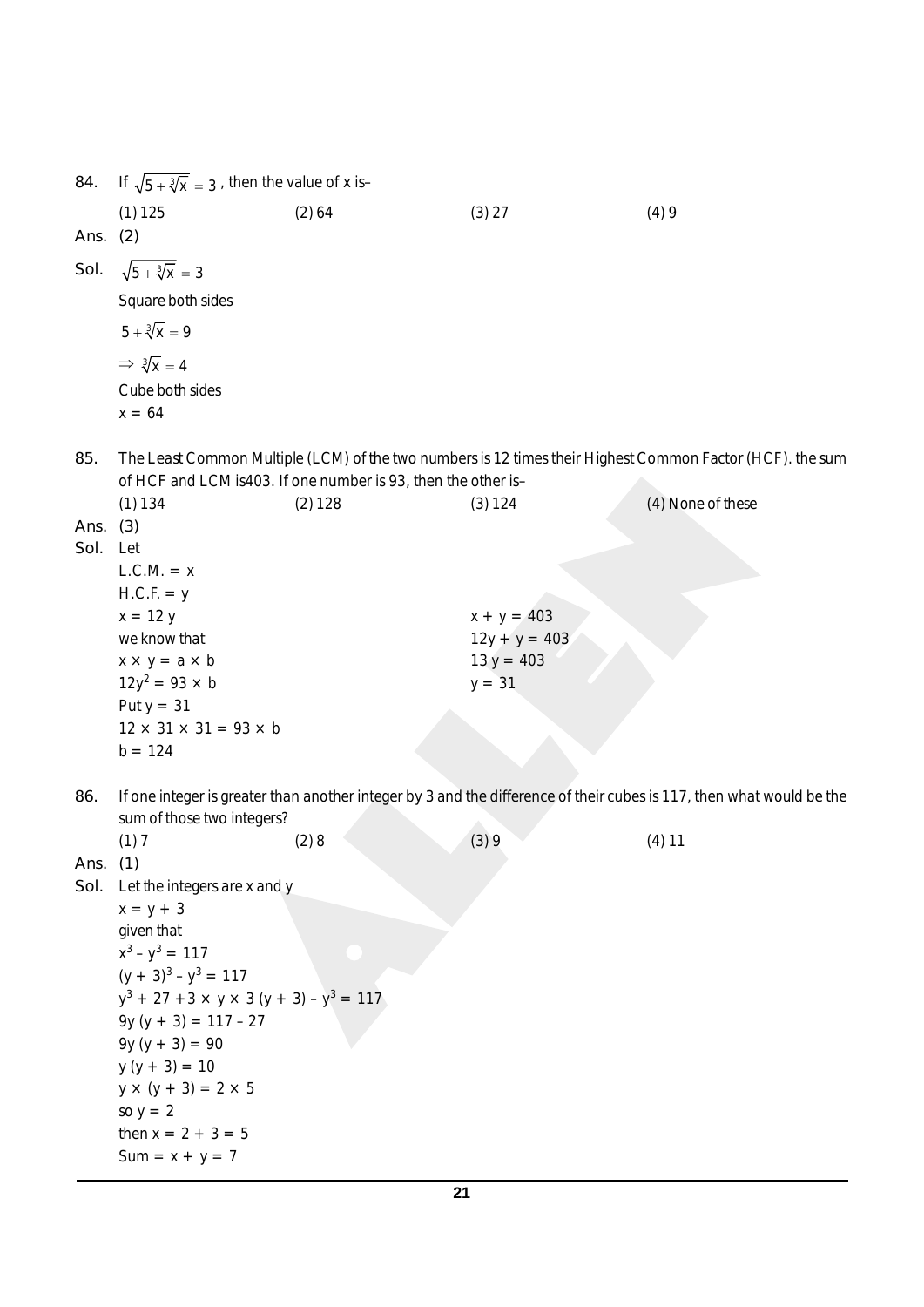84. If $\sqrt{5+\sqrt[3]{x}} = 3$ , then the value of x is–

(1) 125 (2) 64 (3) 27 (4) 9

**Ans. (2)**

**Sol.** $\sqrt{5+\sqrt[3]{x}} = 3$

Square both sides

$5+\sqrt[3]{x} = 9$

$\Rightarrow \sqrt[3]{x} = 4$

Cube both sides

$x = 64$

85. The Least Common Multiple (LCM) of the two numbers is 12 times their Highest Common Factor (HCF). the sum of HCF and LCM is403. If one number is 93, then the other is–

(1) 134 (2) 128 (3) 124 (4) None of these

**Ans. (3)**

**Sol.** Let

L.C.M. = x

H.C.F. = y

$x = 12y$

we know that

$x \times y = a \times b$

$12y^2 = 93 \times b$

Put $y = 31$

$12 \times 31 \times 31 = 93 \times b$

$b = 124$

$x + y = 403$

$12y + y = 403$

$13y = 403$

$y = 31$

86. If one integer is greater than another integer by 3 and the difference of their cubes is 117, then what would be the sum of those two integers?

(1) 7 (2) 8 (3) 9 (4) 11

**Ans. (1)**

**Sol.** Let the integers are x and y

$x = y + 3$

given that

$x^3 - y^3 = 117$

$(y + 3)^3 - y^3 = 117$

$y^3 + 27 + 3 \times y \times 3 (y + 3) - y^3 = 117$

$9y (y + 3) = 117 - 27$

$9y (y + 3) = 90$

$y (y + 3) = 10$

$y \times (y + 3) = 2 \times 5$

so $y = 2$

then $x = 2 + 3 = 5$

Sum = $x + y = 7$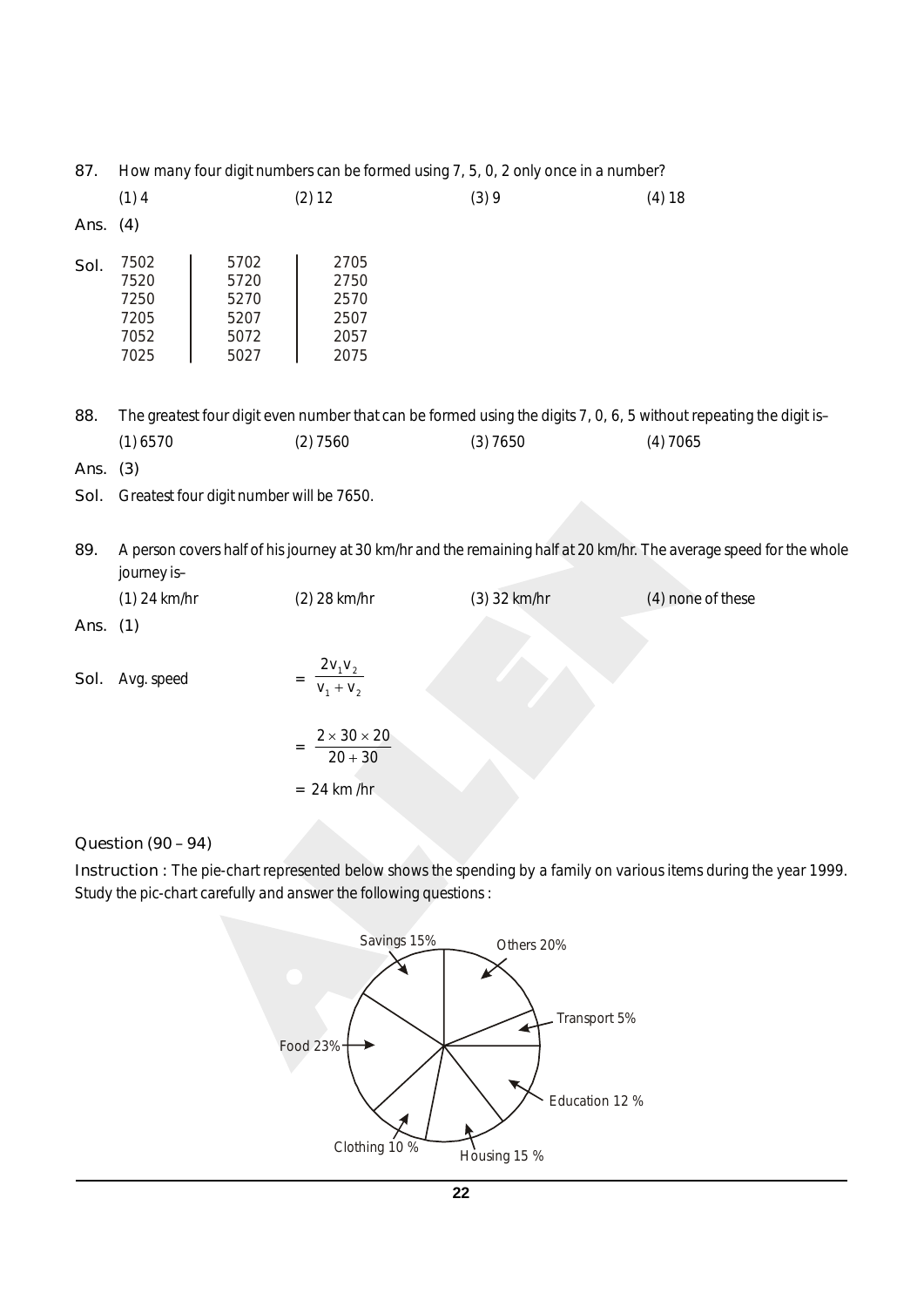87. How many four digit numbers can be formed using 7, 5, 0, 2 only once in a number?

(1) 4 (2) 12 (3) 9 (4) 18

**Ans.** (4)

**Sol.**

| | | |
|---|---|---|
| 7502 | 5702 | 2705 |
| 7520 | 5720 | 2750 |
| 7250 | 5270 | 2570 |
| 7205 | 5207 | 2507 |
| 7052 | 5072 | 2057 |
| 7025 | 5027 | 2075 |

88. The greatest four digit even number that can be formed using the digits 7, 0, 6, 5 without repeating the digit is–

(1) 6570 (2) 7560 (3) 7650 (4) 7065

**Ans.** (3)

**Sol.** Greatest four digit number will be 7650.

89. A person covers half of his journey at 30 km/hr and the remaining half at 20 km/hr. The average speed for the whole journey is–

(1) 24 km/hr (2) 28 km/hr (3) 32 km/hr (4) none of these

**Ans.** (1)

**Sol.** Avg. speed $= \dfrac{2v_1v_2}{v_1 + v_2}$

$= \dfrac{2 \times 30 \times 20}{20 + 30}$

$= 24$ km /hr

**Question (90 – 94)**

**Instruction :** The pie-chart represented below shows the spending by a family on various items during the year 1999. Study the pic-chart carefully and answer the following questions :

Savings 15%, Others 20%, Transport 5%, Food 23%, Education 12 %, Clothing 10 %, Housing 15 %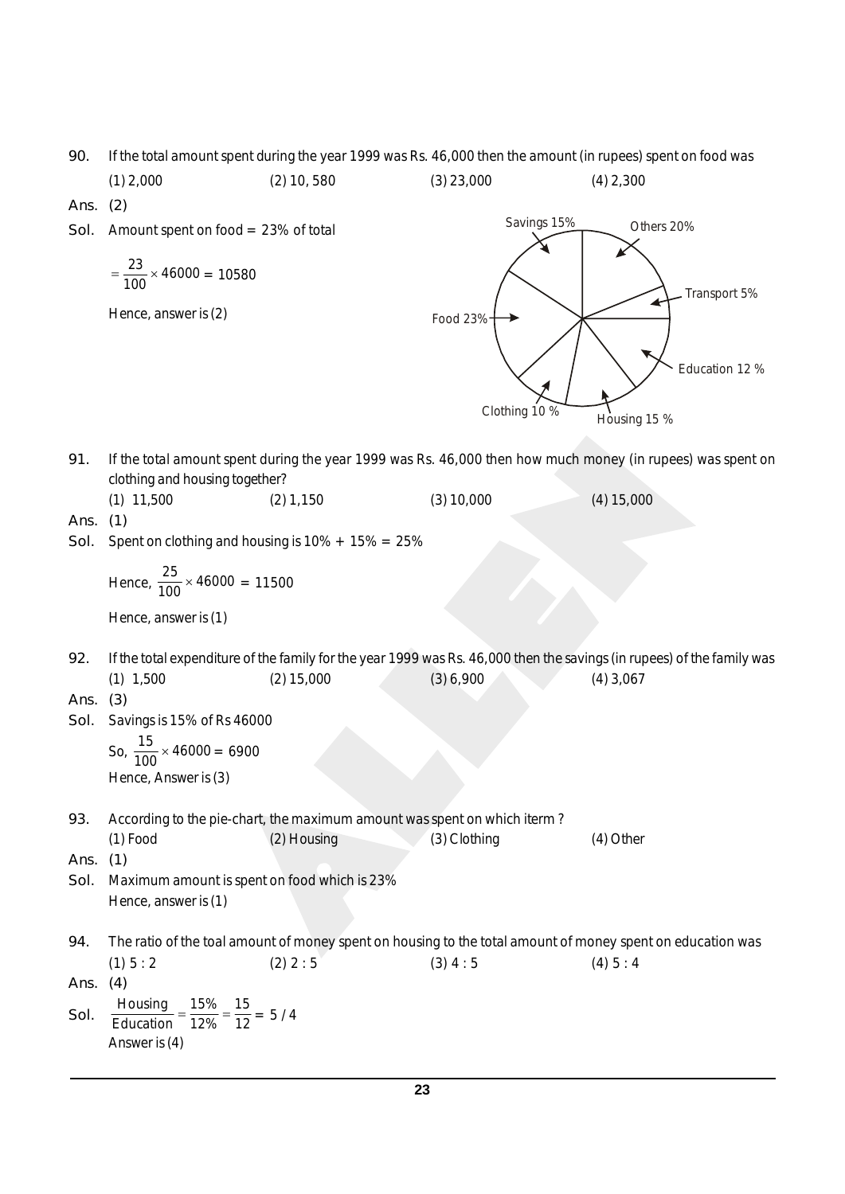90. If the total amount spent during the year 1999 was Rs. 46,000 then the amount (in rupees) spent on food was

(1) 2,000 (2) 10, 580 (3) 23,000 (4) 2,300

Ans. (2)

Sol. Amount spent on food = 23% of total

$= \frac{23}{100} \times 46000 = 10580$

Hence, answer is (2)

Savings 15%, Others 20%, Transport 5%, Education 12 %, Housing 15 %, Clothing 10 %, Food 23%

91. If the total amount spent during the year 1999 was Rs. 46,000 then how much money (in rupees) was spent on clothing and housing together?

(1) 11,500 (2) 1,150 (3) 10,000 (4) 15,000

Ans. (1)

Sol. Spent on clothing and housing is 10% + 15% = 25%

Hence, $\frac{25}{100} \times 46000 = 11500$

Hence, answer is (1)

92. If the total expenditure of the family for the year 1999 was Rs. 46,000 then the savings (in rupees) of the family was

(1) 1,500 (2) 15,000 (3) 6,900 (4) 3,067

Ans. (3)

Sol. Savings is 15% of Rs 46000

So, $\frac{15}{100} \times 46000 = 6900$

Hence, Answer is (3)

93. According to the pie-chart, the maximum amount was spent on which iterm ?

(1) Food (2) Housing (3) Clothing (4) Other

Ans. (1)

Sol. Maximum amount is spent on food which is 23%

Hence, answer is (1)

94. The ratio of the toal amount of money spent on housing to the total amount of money spent on education was

(1) 5 : 2 (2) 2 : 5 (3) 4 : 5 (4) 5 : 4

Ans. (4)

Sol. $\frac{\text{Housing}}{\text{Education}} = \frac{15\%}{12\%} = \frac{15}{12} = 5/4$

Answer is (4)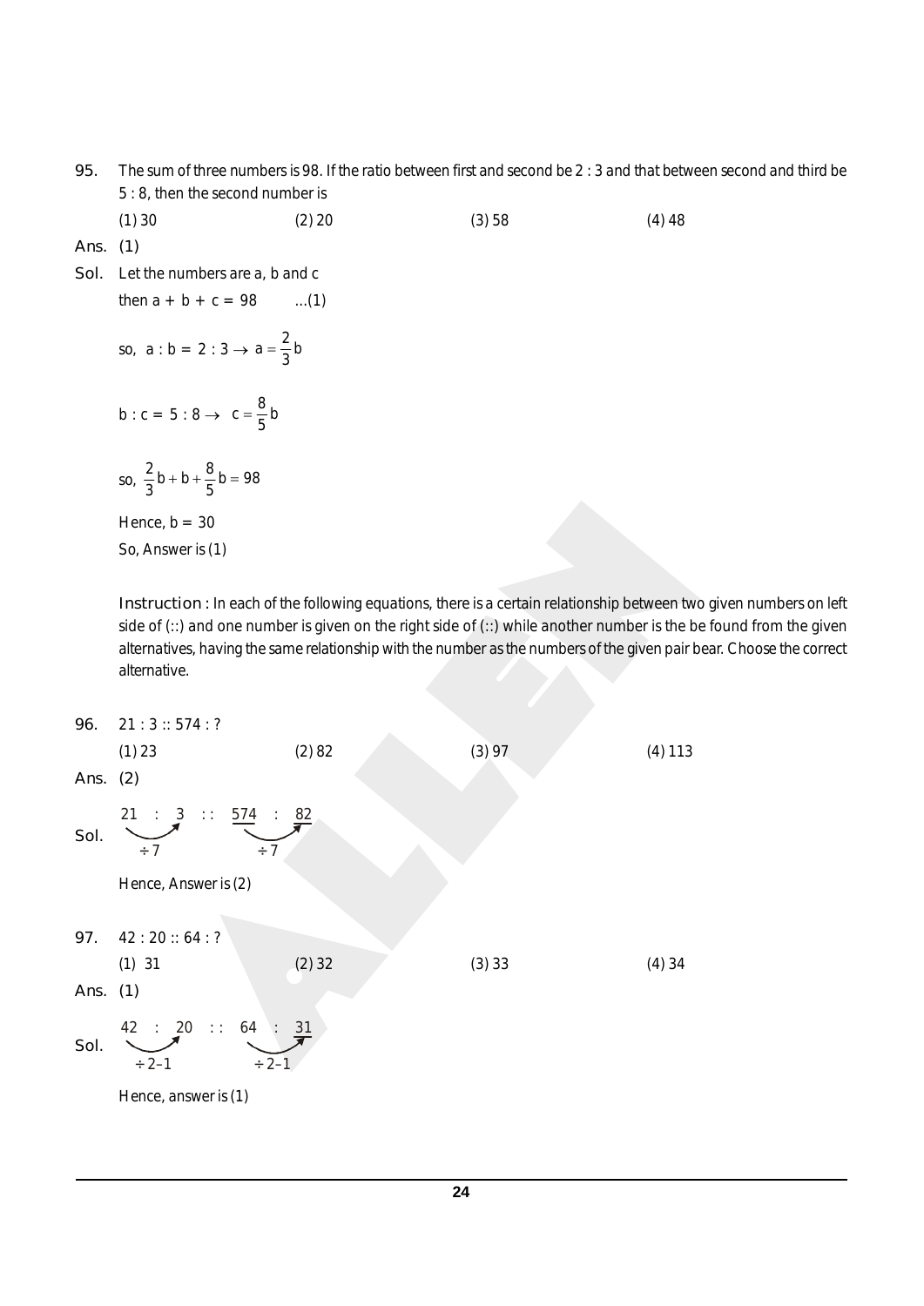95. The sum of three numbers is 98. If the ratio between first and second be 2 : 3 and that between second and third be 5 : 8, then the second number is

(1) 30 (2) 20 (3) 58 (4) 48

**Ans.** (1)

**Sol.** Let the numbers are a, b and c

then $a + b + c = 98$ ...(1)

so, $a : b = 2 : 3 \rightarrow a = \frac{2}{3}b$

$b : c = 5 : 8 \rightarrow c = \frac{8}{5}b$

so, $\frac{2}{3}b + b + \frac{8}{5}b = 98$

Hence, $b = 30$

So, Answer is (1)

**Instruction :** In each of the following equations, there is a certain relationship between two given numbers on left side of (::) and one number is given on the right side of (::) while another number is the be found from the given alternatives, having the same relationship with the number as the numbers of the given pair bear. Choose the correct alternative.

96. 21 : 3 :: 574 : ?

(1) 23 (2) 82 (3) 97 (4) 113

**Ans.** (2)

**Sol.** 21 : 3 :: 574 : 82

21 $\xrightarrow{\div 7}$ 3 ; 574 $\xrightarrow{\div 7}$ 82

Hence, Answer is (2)

97. 42 : 20 :: 64 : ?

(1) 31 (2) 32 (3) 33 (4) 34

**Ans.** (1)

**Sol.** 42 : 20 :: 64 : 31

42 $\xrightarrow{\div 2 - 1}$ 20 ; 64 $\xrightarrow{\div 2 - 1}$ 31

Hence, answer is (1)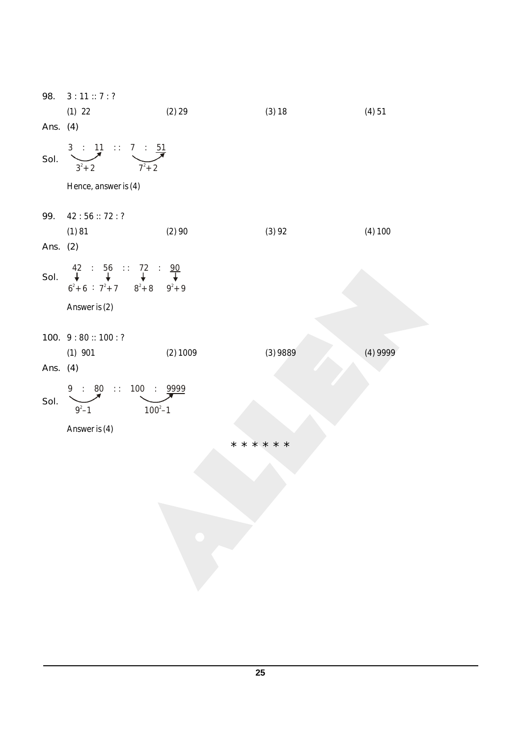**98.** 3 : 11 :: 7 : ?

(1) 22 (2) 29 (3) 18 (4) 51

**Ans.** (4)

**Sol.** 3 : 11 :: 7 : <u>51</u>

$3^2+2$ $7^2+2$

*Hence, answer is (4)*

**99.** 42 : 56 :: 72 : ?

(1) 81 (2) 90 (3) 92 (4) 100

**Ans.** (2)

**Sol.** 42 : 56 :: 72 : <u>90</u>

$6^2+6$ : $7^2+7$ $8^2+8$ $9^2+9$

*Answer is (2)*

**100.** 9 : 80 :: 100 : ?

(1) 901 (2) 1009 (3) 9889 (4) 9999

**Ans.** (4)

**Sol.** 9 : 80 :: 100 : <u>9999</u>

$9^2-1$ $100^2-1$

*Answer is (4)*

\* \* \* \* \* \*